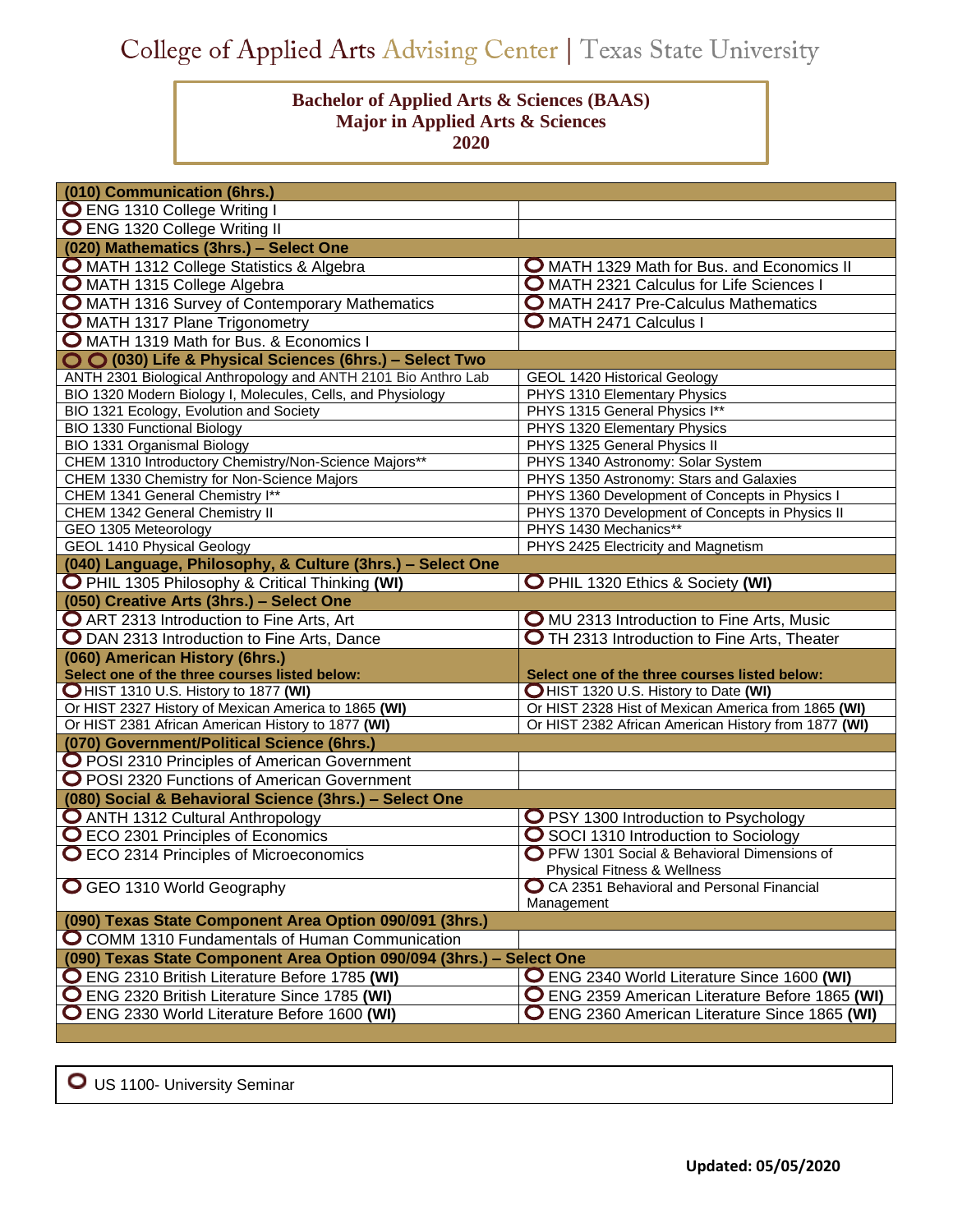# College of Applied Arts Advising Center | Texas State University

## Bachelor of Applied Arts & Sciences (BAAS)
## Major in Applied Arts & Sciences
## 2020

| **(010) Communication (6hrs.)** | |
|---|---|
| ENG 1310 College Writing I | |
| ENG 1320 College Writing II | |
| **(020) Mathematics (3hrs.) – Select One** | |
| MATH 1312 College Statistics & Algebra | MATH 1329 Math for Bus. and Economics II |
| MATH 1315 College Algebra | MATH 2321 Calculus for Life Sciences I |
| MATH 1316 Survey of Contemporary Mathematics | MATH 2417 Pre-Calculus Mathematics |
| MATH 1317 Plane Trigonometry | MATH 2471 Calculus I |
| MATH 1319 Math for Bus. & Economics I | |
| **(030) Life & Physical Sciences (6hrs.) – Select Two** | |
| ANTH 2301 Biological Anthropology and ANTH 2101 Bio Anthro Lab | GEOL 1420 Historical Geology |
| BIO 1320 Modern Biology I, Molecules, Cells, and Physiology | PHYS 1310 Elementary Physics |
| BIO 1321 Ecology, Evolution and Society | PHYS 1315 General Physics I** |
| BIO 1330 Functional Biology | PHYS 1320 Elementary Physics |
| BIO 1331 Organismal Biology | PHYS 1325 General Physics II |
| CHEM 1310 Introductory Chemistry/Non-Science Majors** | PHYS 1340 Astronomy: Solar System |
| CHEM 1330 Chemistry for Non-Science Majors | PHYS 1350 Astronomy: Stars and Galaxies |
| CHEM 1341 General Chemistry I** | PHYS 1360 Development of Concepts in Physics I |
| CHEM 1342 General Chemistry II | PHYS 1370 Development of Concepts in Physics II |
| GEO 1305 Meteorology | PHYS 1430 Mechanics** |
| GEOL 1410 Physical Geology | PHYS 2425 Electricity and Magnetism |
| **(040) Language, Philosophy, & Culture (3hrs.) – Select One** | |
| PHIL 1305 Philosophy & Critical Thinking **(WI)** | PHIL 1320 Ethics & Society **(WI)** |
| **(050) Creative Arts (3hrs.) – Select One** | |
| ART 2313 Introduction to Fine Arts, Art | MU 2313 Introduction to Fine Arts, Music |
| DAN 2313 Introduction to Fine Arts, Dance | TH 2313 Introduction to Fine Arts, Theater |
| **(060) American History (6hrs.)** **Select one of the three courses listed below:** | **Select one of the three courses listed below:** |
| HIST 1310 U.S. History to 1877 **(WI)** | HIST 1320 U.S. History to Date **(WI)** |
| Or HIST 2327 History of Mexican America to 1865 **(WI)** | Or HIST 2328 Hist of Mexican America from 1865 **(WI)** |
| Or HIST 2381 African American History to 1877 **(WI)** | Or HIST 2382 African American History from 1877 **(WI)** |
| **(070) Government/Political Science (6hrs.)** | |
| POSI 2310 Principles of American Government | |
| POSI 2320 Functions of American Government | |
| **(080) Social & Behavioral Science (3hrs.) – Select One** | |
| ANTH 1312 Cultural Anthropology | PSY 1300 Introduction to Psychology |
| ECO 2301 Principles of Economics | SOCI 1310 Introduction to Sociology |
| ECO 2314 Principles of Microeconomics | PFW 1301 Social & Behavioral Dimensions of Physical Fitness & Wellness |
| GEO 1310 World Geography | CA 2351 Behavioral and Personal Financial Management |
| **(090) Texas State Component Area Option 090/091 (3hrs.)** | |
| COMM 1310 Fundamentals of Human Communication | |
| **(090) Texas State Component Area Option 090/094 (3hrs.) – Select One** | |
| ENG 2310 British Literature Before 1785 **(WI)** | ENG 2340 World Literature Since 1600 **(WI)** |
| ENG 2320 British Literature Since 1785 **(WI)** | ENG 2359 American Literature Before 1865 **(WI)** |
| ENG 2330 World Literature Before 1600 **(WI)** | ENG 2360 American Literature Since 1865 **(WI)** |

US 1100- University Seminar

**Updated: 05/05/2020**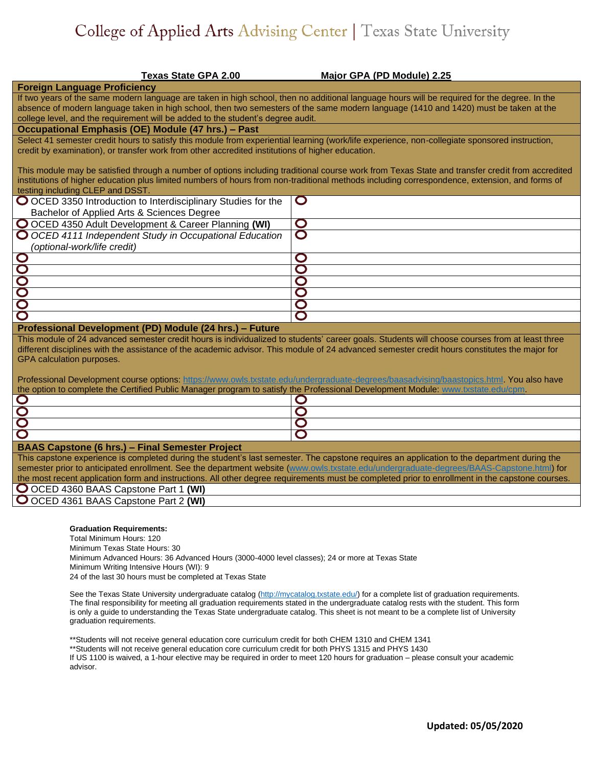# College of Applied Arts Advising Center | Texas State University

| Texas State GPA 2.00 | Major GPA (PD Module) 2.25 |
|---|---|

**Foreign Language Proficiency**

If two years of the same modern language are taken in high school, then no additional language hours will be required for the degree. In the absence of modern language taken in high school, then two semesters of the same modern language (1410 and 1420) must be taken at the college level, and the requirement will be added to the student's degree audit.

**Occupational Emphasis (OE) Module (47 hrs.) – Past**

Select 41 semester credit hours to satisfy this module from experiential learning (work/life experience, non-collegiate sponsored instruction, credit by examination), or transfer work from other accredited institutions of higher education.

This module may be satisfied through a number of options including traditional course work from Texas State and transfer credit from accredited institutions of higher education plus limited numbers of hours from non-traditional methods including correspondence, extension, and forms of testing including CLEP and DSST.

| | |
|---|---|
| ○ OCED 3350 Introduction to Interdisciplinary Studies for the Bachelor of Applied Arts & Sciences Degree | ○ |
| ○ OCED 4350 Adult Development & Career Planning **(WI)** | ○ |
| ○ *OCED 4111 Independent Study in Occupational Education (optional-work/life credit)* | ○ |
| ○ | ○ |
| ○ | ○ |
| ○ | ○ |
| ○ | ○ |
| ○ | ○ |
| ○ | ○ |

**Professional Development (PD) Module (24 hrs.) – Future**

This module of 24 advanced semester credit hours is individualized to students' career goals. Students will choose courses from at least three different disciplines with the assistance of the academic advisor. This module of 24 advanced semester credit hours constitutes the major for GPA calculation purposes.

Professional Development course options: https://www.owls.txstate.edu/undergraduate-degrees/baasadvising/baastopics.html. You also have the option to complete the Certified Public Manager program to satisfy the Professional Development Module: www.txstate.edu/cpm.

| | |
|---|---|
| ○ | ○ |
| ○ | ○ |
| ○ | ○ |
| ○ | ○ |

**BAAS Capstone (6 hrs.) – Final Semester Project**

This capstone experience is completed during the student's last semester. The capstone requires an application to the department during the semester prior to anticipated enrollment. See the department website (www.owls.txstate.edu/undergraduate-degrees/BAAS-Capstone.html) for the most recent application form and instructions. All other degree requirements must be completed prior to enrollment in the capstone courses.

○ OCED 4360 BAAS Capstone Part 1 **(WI)**
○ OCED 4361 BAAS Capstone Part 2 **(WI)**

**Graduation Requirements:**
Total Minimum Hours: 120
Minimum Texas State Hours: 30
Minimum Advanced Hours: 36 Advanced Hours (3000-4000 level classes); 24 or more at Texas State
Minimum Writing Intensive Hours (WI): 9
24 of the last 30 hours must be completed at Texas State

See the Texas State University undergraduate catalog (http://mycatalog.txstate.edu/) for a complete list of graduation requirements. The final responsibility for meeting all graduation requirements stated in the undergraduate catalog rests with the student. This form is only a guide to understanding the Texas State undergraduate catalog. This sheet is not meant to be a complete list of University graduation requirements.

**Students will not receive general education core curriculum credit for both CHEM 1310 and CHEM 1341
**Students will not receive general education core curriculum credit for both PHYS 1315 and PHYS 1430
If US 1100 is waived, a 1-hour elective may be required in order to meet 120 hours for graduation – please consult your academic advisor.

**Updated: 05/05/2020**